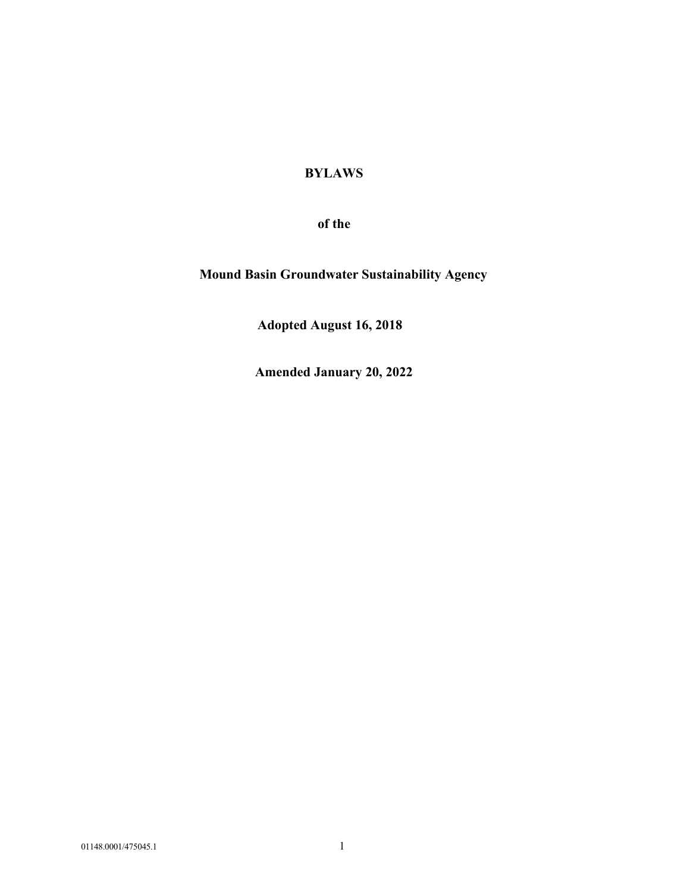# BYLAWS

## of the

## Mound Basin Groundwater Sustainability Agency

**Adopted August 16, 2018**

**Amended January 20, 2022**

01148.0001/475045.1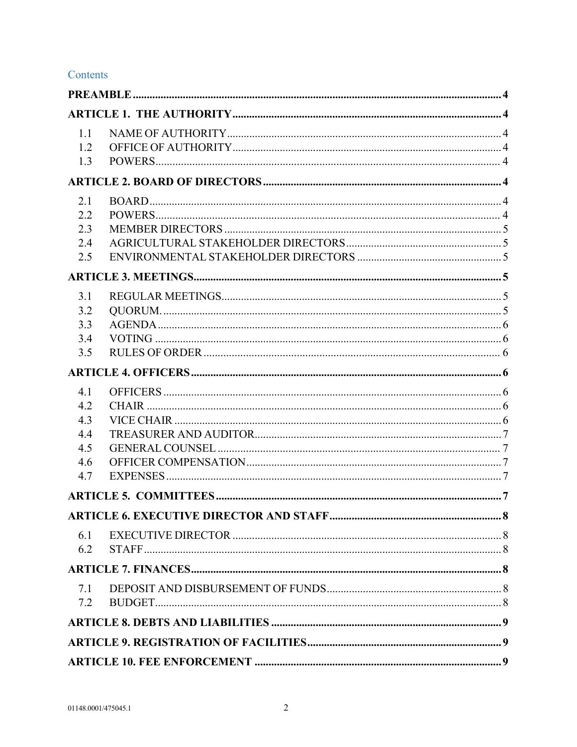Contents

| | | |
|---|---|---|
| **PREAMBLE** | | **4** |
| **ARTICLE 1. THE AUTHORITY** | | **4** |
| 1.1 | NAME OF AUTHORITY | 4 |
| 1.2 | OFFICE OF AUTHORITY | 4 |
| 1.3 | POWERS | 4 |
| **ARTICLE 2. BOARD OF DIRECTORS** | | **4** |
| 2.1 | BOARD | 4 |
| 2.2 | POWERS | 4 |
| 2.3 | MEMBER DIRECTORS | 5 |
| 2.4 | AGRICULTURAL STAKEHOLDER DIRECTORS | 5 |
| 2.5 | ENVIRONMENTAL STAKEHOLDER DIRECTORS | 5 |
| **ARTICLE 3. MEETINGS** | | **5** |
| 3.1 | REGULAR MEETINGS | 5 |
| 3.2 | QUORUM. | 5 |
| 3.3 | AGENDA | 6 |
| 3.4 | VOTING | 6 |
| 3.5 | RULES OF ORDER | 6 |
| **ARTICLE 4. OFFICERS** | | **6** |
| 4.1 | OFFICERS | 6 |
| 4.2 | CHAIR | 6 |
| 4.3 | VICE CHAIR | 6 |
| 4.4 | TREASURER AND AUDITOR | 7 |
| 4.5 | GENERAL COUNSEL | 7 |
| 4.6 | OFFICER COMPENSATION | 7 |
| 4.7 | EXPENSES | 7 |
| **ARTICLE 5. COMMITTEES** | | **7** |
| **ARTICLE 6. EXECUTIVE DIRECTOR AND STAFF** | | **8** |
| 6.1 | EXECUTIVE DIRECTOR | 8 |
| 6.2 | STAFF | 8 |
| **ARTICLE 7. FINANCES** | | **8** |
| 7.1 | DEPOSIT AND DISBURSEMENT OF FUNDS | 8 |
| 7.2 | BUDGET | 8 |
| **ARTICLE 8. DEBTS AND LIABILITIES** | | **9** |
| **ARTICLE 9. REGISTRATION OF FACILITIES** | | **9** |
| **ARTICLE 10. FEE ENFORCEMENT** | | **9** |

01148.0001/475045.1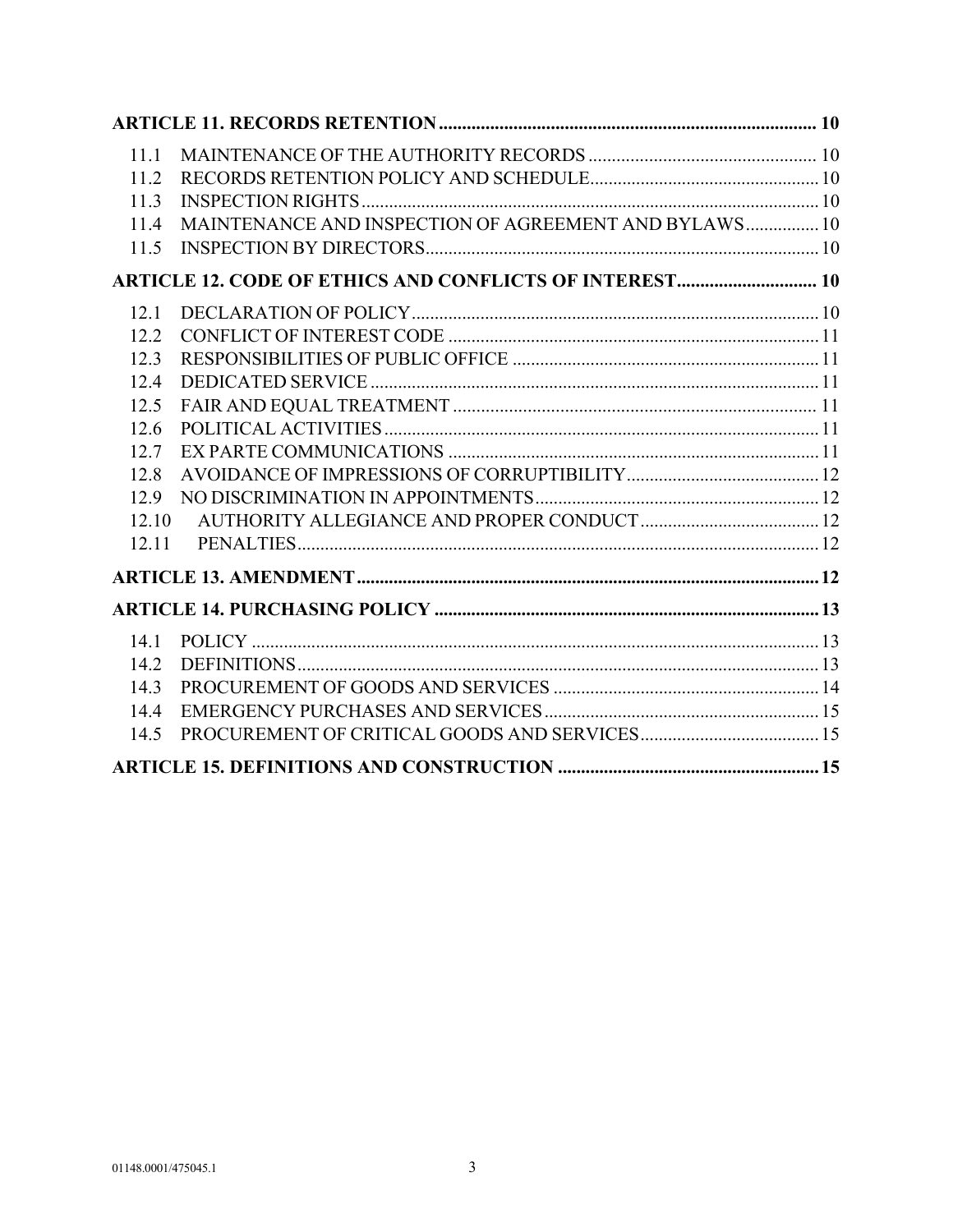**ARTICLE 11. RECORDS RETENTION** .................................................................................. **10**

11.1 MAINTENANCE OF THE AUTHORITY RECORDS .................................................. 10
11.2 RECORDS RETENTION POLICY AND SCHEDULE.................................................. 10
11.3 INSPECTION RIGHTS ............................................................................................. 10
11.4 MAINTENANCE AND INSPECTION OF AGREEMENT AND BYLAWS ................ 10
11.5 INSPECTION BY DIRECTORS................................................................................ 10

**ARTICLE 12. CODE OF ETHICS AND CONFLICTS OF INTEREST** .............................. **10**

12.1 DECLARATION OF POLICY.................................................................................... 10
12.2 CONFLICT OF INTEREST CODE ............................................................................ 11
12.3 RESPONSIBILITIES OF PUBLIC OFFICE ............................................................... 11
12.4 DEDICATED SERVICE ............................................................................................. 11
12.5 FAIR AND EQUAL TREATMENT ........................................................................... 11
12.6 POLITICAL ACTIVITIES .......................................................................................... 11
12.7 EX PARTE COMMUNICATIONS ............................................................................ 11
12.8 AVOIDANCE OF IMPRESSIONS OF CORRUPTIBILITY........................................ 12
12.9 NO DISCRIMINATION IN APPOINTMENTS........................................................... 12
12.10 AUTHORITY ALLEGIANCE AND PROPER CONDUCT ....................................... 12
12.11 PENALTIES.............................................................................................................. 12

**ARTICLE 13. AMENDMENT** ................................................................................................ **12**

**ARTICLE 14. PURCHASING POLICY** .................................................................................. **13**

14.1 POLICY ..................................................................................................................... 13
14.2 DEFINITIONS............................................................................................................ 13
14.3 PROCUREMENT OF GOODS AND SERVICES ....................................................... 14
14.4 EMERGENCY PURCHASES AND SERVICES .......................................................... 15
14.5 PROCUREMENT OF CRITICAL GOODS AND SERVICES...................................... 15

**ARTICLE 15. DEFINITIONS AND CONSTRUCTION** ......................................................... **15**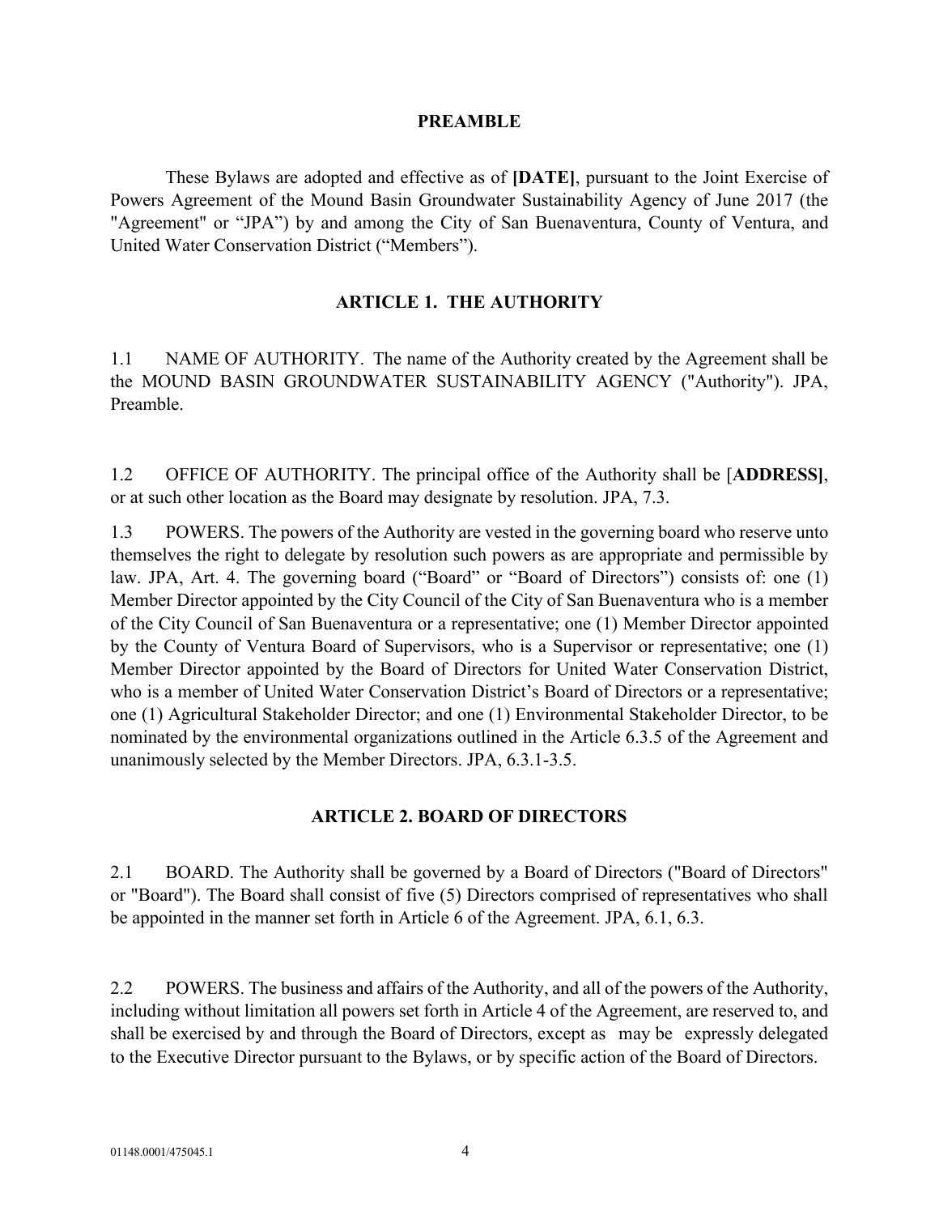## PREAMBLE

These Bylaws are adopted and effective as of **[DATE]**, pursuant to the Joint Exercise of Powers Agreement of the Mound Basin Groundwater Sustainability Agency of June 2017 (the "Agreement" or "JPA") by and among the City of San Buenaventura, County of Ventura, and United Water Conservation District ("Members").

## ARTICLE 1. THE AUTHORITY

1.1 NAME OF AUTHORITY. The name of the Authority created by the Agreement shall be the MOUND BASIN GROUNDWATER SUSTAINABILITY AGENCY ("Authority"). JPA, Preamble.

1.2 OFFICE OF AUTHORITY. The principal office of the Authority shall be [**ADDRESS]**, or at such other location as the Board may designate by resolution. JPA, 7.3.

1.3 POWERS. The powers of the Authority are vested in the governing board who reserve unto themselves the right to delegate by resolution such powers as are appropriate and permissible by law. JPA, Art. 4. The governing board ("Board" or "Board of Directors") consists of: one (1) Member Director appointed by the City Council of the City of San Buenaventura who is a member of the City Council of San Buenaventura or a representative; one (1) Member Director appointed by the County of Ventura Board of Supervisors, who is a Supervisor or representative; one (1) Member Director appointed by the Board of Directors for United Water Conservation District, who is a member of United Water Conservation District's Board of Directors or a representative; one (1) Agricultural Stakeholder Director; and one (1) Environmental Stakeholder Director, to be nominated by the environmental organizations outlined in the Article 6.3.5 of the Agreement and unanimously selected by the Member Directors. JPA, 6.3.1-3.5.

## ARTICLE 2. BOARD OF DIRECTORS

2.1 BOARD. The Authority shall be governed by a Board of Directors ("Board of Directors" or "Board"). The Board shall consist of five (5) Directors comprised of representatives who shall be appointed in the manner set forth in Article 6 of the Agreement. JPA, 6.1, 6.3.

2.2 POWERS. The business and affairs of the Authority, and all of the powers of the Authority, including without limitation all powers set forth in Article 4 of the Agreement, are reserved to, and shall be exercised by and through the Board of Directors, except as may be expressly delegated to the Executive Director pursuant to the Bylaws, or by specific action of the Board of Directors.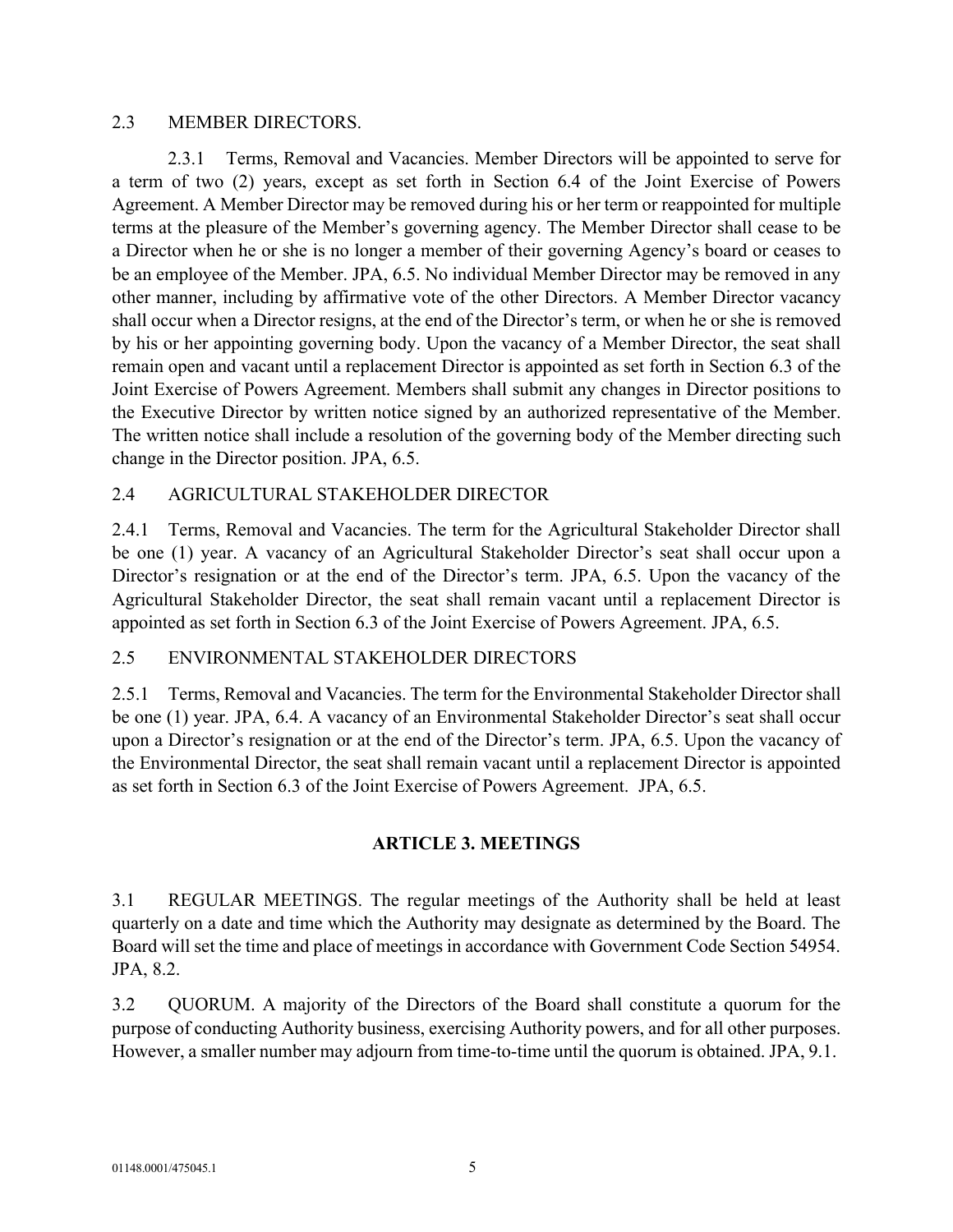2.3 MEMBER DIRECTORS.

2.3.1 Terms, Removal and Vacancies. Member Directors will be appointed to serve for a term of two (2) years, except as set forth in Section 6.4 of the Joint Exercise of Powers Agreement. A Member Director may be removed during his or her term or reappointed for multiple terms at the pleasure of the Member's governing agency. The Member Director shall cease to be a Director when he or she is no longer a member of their governing Agency's board or ceases to be an employee of the Member. JPA, 6.5. No individual Member Director may be removed in any other manner, including by affirmative vote of the other Directors. A Member Director vacancy shall occur when a Director resigns, at the end of the Director's term, or when he or she is removed by his or her appointing governing body. Upon the vacancy of a Member Director, the seat shall remain open and vacant until a replacement Director is appointed as set forth in Section 6.3 of the Joint Exercise of Powers Agreement. Members shall submit any changes in Director positions to the Executive Director by written notice signed by an authorized representative of the Member. The written notice shall include a resolution of the governing body of the Member directing such change in the Director position. JPA, 6.5.

2.4 AGRICULTURAL STAKEHOLDER DIRECTOR

2.4.1 Terms, Removal and Vacancies. The term for the Agricultural Stakeholder Director shall be one (1) year. A vacancy of an Agricultural Stakeholder Director's seat shall occur upon a Director's resignation or at the end of the Director's term. JPA, 6.5. Upon the vacancy of the Agricultural Stakeholder Director, the seat shall remain vacant until a replacement Director is appointed as set forth in Section 6.3 of the Joint Exercise of Powers Agreement. JPA, 6.5.

2.5 ENVIRONMENTAL STAKEHOLDER DIRECTORS

2.5.1 Terms, Removal and Vacancies. The term for the Environmental Stakeholder Director shall be one (1) year. JPA, 6.4. A vacancy of an Environmental Stakeholder Director's seat shall occur upon a Director's resignation or at the end of the Director's term. JPA, 6.5. Upon the vacancy of the Environmental Director, the seat shall remain vacant until a replacement Director is appointed as set forth in Section 6.3 of the Joint Exercise of Powers Agreement. JPA, 6.5.

## ARTICLE 3. MEETINGS

3.1 REGULAR MEETINGS. The regular meetings of the Authority shall be held at least quarterly on a date and time which the Authority may designate as determined by the Board. The Board will set the time and place of meetings in accordance with Government Code Section 54954. JPA, 8.2.

3.2 QUORUM. A majority of the Directors of the Board shall constitute a quorum for the purpose of conducting Authority business, exercising Authority powers, and for all other purposes. However, a smaller number may adjourn from time-to-time until the quorum is obtained. JPA, 9.1.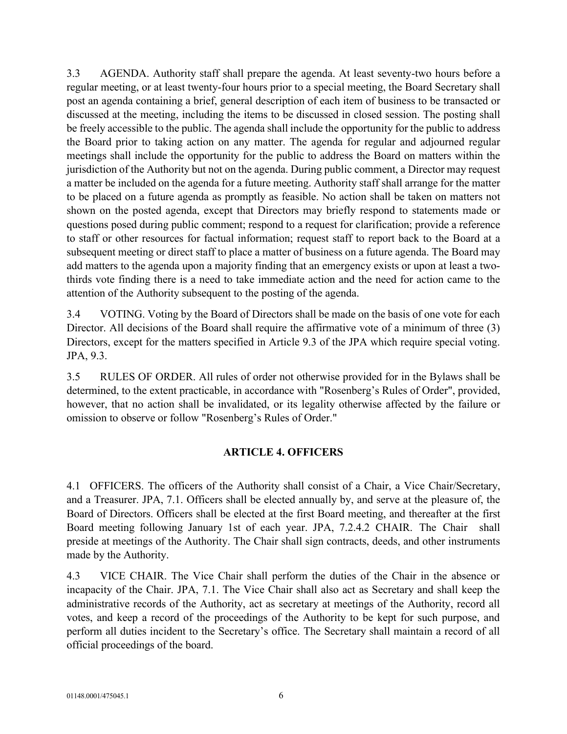3.3 AGENDA. Authority staff shall prepare the agenda. At least seventy-two hours before a regular meeting, or at least twenty-four hours prior to a special meeting, the Board Secretary shall post an agenda containing a brief, general description of each item of business to be transacted or discussed at the meeting, including the items to be discussed in closed session. The posting shall be freely accessible to the public. The agenda shall include the opportunity for the public to address the Board prior to taking action on any matter. The agenda for regular and adjourned regular meetings shall include the opportunity for the public to address the Board on matters within the jurisdiction of the Authority but not on the agenda. During public comment, a Director may request a matter be included on the agenda for a future meeting. Authority staff shall arrange for the matter to be placed on a future agenda as promptly as feasible. No action shall be taken on matters not shown on the posted agenda, except that Directors may briefly respond to statements made or questions posed during public comment; respond to a request for clarification; provide a reference to staff or other resources for factual information; request staff to report back to the Board at a subsequent meeting or direct staff to place a matter of business on a future agenda. The Board may add matters to the agenda upon a majority finding that an emergency exists or upon at least a two-thirds vote finding there is a need to take immediate action and the need for action came to the attention of the Authority subsequent to the posting of the agenda.

3.4 VOTING. Voting by the Board of Directors shall be made on the basis of one vote for each Director. All decisions of the Board shall require the affirmative vote of a minimum of three (3) Directors, except for the matters specified in Article 9.3 of the JPA which require special voting. JPA, 9.3.

3.5 RULES OF ORDER. All rules of order not otherwise provided for in the Bylaws shall be determined, to the extent practicable, in accordance with "Rosenberg's Rules of Order", provided, however, that no action shall be invalidated, or its legality otherwise affected by the failure or omission to observe or follow "Rosenberg's Rules of Order."

## ARTICLE 4. OFFICERS

4.1 OFFICERS. The officers of the Authority shall consist of a Chair, a Vice Chair/Secretary, and a Treasurer. JPA, 7.1. Officers shall be elected annually by, and serve at the pleasure of, the Board of Directors. Officers shall be elected at the first Board meeting, and thereafter at the first Board meeting following January 1st of each year. JPA, 7.2.4.2 CHAIR. The Chair shall preside at meetings of the Authority. The Chair shall sign contracts, deeds, and other instruments made by the Authority.

4.3 VICE CHAIR. The Vice Chair shall perform the duties of the Chair in the absence or incapacity of the Chair. JPA, 7.1. The Vice Chair shall also act as Secretary and shall keep the administrative records of the Authority, act as secretary at meetings of the Authority, record all votes, and keep a record of the proceedings of the Authority to be kept for such purpose, and perform all duties incident to the Secretary's office. The Secretary shall maintain a record of all official proceedings of the board.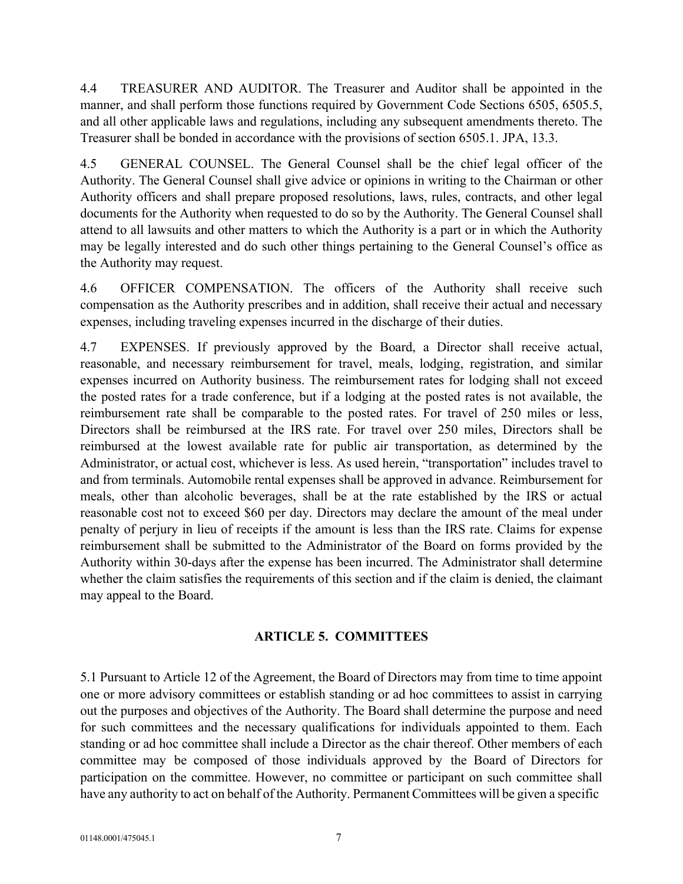4.4 TREASURER AND AUDITOR. The Treasurer and Auditor shall be appointed in the manner, and shall perform those functions required by Government Code Sections 6505, 6505.5, and all other applicable laws and regulations, including any subsequent amendments thereto. The Treasurer shall be bonded in accordance with the provisions of section 6505.1. JPA, 13.3.

4.5 GENERAL COUNSEL. The General Counsel shall be the chief legal officer of the Authority. The General Counsel shall give advice or opinions in writing to the Chairman or other Authority officers and shall prepare proposed resolutions, laws, rules, contracts, and other legal documents for the Authority when requested to do so by the Authority. The General Counsel shall attend to all lawsuits and other matters to which the Authority is a part or in which the Authority may be legally interested and do such other things pertaining to the General Counsel's office as the Authority may request.

4.6 OFFICER COMPENSATION. The officers of the Authority shall receive such compensation as the Authority prescribes and in addition, shall receive their actual and necessary expenses, including traveling expenses incurred in the discharge of their duties.

4.7 EXPENSES. If previously approved by the Board, a Director shall receive actual, reasonable, and necessary reimbursement for travel, meals, lodging, registration, and similar expenses incurred on Authority business. The reimbursement rates for lodging shall not exceed the posted rates for a trade conference, but if a lodging at the posted rates is not available, the reimbursement rate shall be comparable to the posted rates. For travel of 250 miles or less, Directors shall be reimbursed at the IRS rate. For travel over 250 miles, Directors shall be reimbursed at the lowest available rate for public air transportation, as determined by the Administrator, or actual cost, whichever is less. As used herein, "transportation" includes travel to and from terminals. Automobile rental expenses shall be approved in advance. Reimbursement for meals, other than alcoholic beverages, shall be at the rate established by the IRS or actual reasonable cost not to exceed $60 per day. Directors may declare the amount of the meal under penalty of perjury in lieu of receipts if the amount is less than the IRS rate. Claims for expense reimbursement shall be submitted to the Administrator of the Board on forms provided by the Authority within 30-days after the expense has been incurred. The Administrator shall determine whether the claim satisfies the requirements of this section and if the claim is denied, the claimant may appeal to the Board.

## ARTICLE 5. COMMITTEES

5.1 Pursuant to Article 12 of the Agreement, the Board of Directors may from time to time appoint one or more advisory committees or establish standing or ad hoc committees to assist in carrying out the purposes and objectives of the Authority. The Board shall determine the purpose and need for such committees and the necessary qualifications for individuals appointed to them. Each standing or ad hoc committee shall include a Director as the chair thereof. Other members of each committee may be composed of those individuals approved by the Board of Directors for participation on the committee. However, no committee or participant on such committee shall have any authority to act on behalf of the Authority. Permanent Committees will be given a specific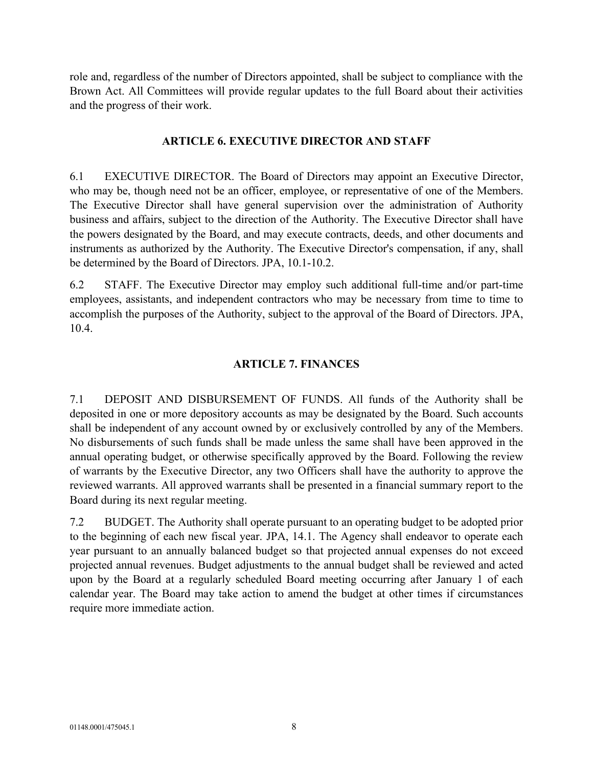role and, regardless of the number of Directors appointed, shall be subject to compliance with the Brown Act. All Committees will provide regular updates to the full Board about their activities and the progress of their work.

## ARTICLE 6. EXECUTIVE DIRECTOR AND STAFF

6.1 EXECUTIVE DIRECTOR. The Board of Directors may appoint an Executive Director, who may be, though need not be an officer, employee, or representative of one of the Members. The Executive Director shall have general supervision over the administration of Authority business and affairs, subject to the direction of the Authority. The Executive Director shall have the powers designated by the Board, and may execute contracts, deeds, and other documents and instruments as authorized by the Authority. The Executive Director's compensation, if any, shall be determined by the Board of Directors. JPA, 10.1-10.2.

6.2 STAFF. The Executive Director may employ such additional full-time and/or part-time employees, assistants, and independent contractors who may be necessary from time to time to accomplish the purposes of the Authority, subject to the approval of the Board of Directors. JPA, 10.4.

## ARTICLE 7. FINANCES

7.1 DEPOSIT AND DISBURSEMENT OF FUNDS. All funds of the Authority shall be deposited in one or more depository accounts as may be designated by the Board. Such accounts shall be independent of any account owned by or exclusively controlled by any of the Members. No disbursements of such funds shall be made unless the same shall have been approved in the annual operating budget, or otherwise specifically approved by the Board. Following the review of warrants by the Executive Director, any two Officers shall have the authority to approve the reviewed warrants. All approved warrants shall be presented in a financial summary report to the Board during its next regular meeting.

7.2 BUDGET. The Authority shall operate pursuant to an operating budget to be adopted prior to the beginning of each new fiscal year. JPA, 14.1. The Agency shall endeavor to operate each year pursuant to an annually balanced budget so that projected annual expenses do not exceed projected annual revenues. Budget adjustments to the annual budget shall be reviewed and acted upon by the Board at a regularly scheduled Board meeting occurring after January 1 of each calendar year. The Board may take action to amend the budget at other times if circumstances require more immediate action.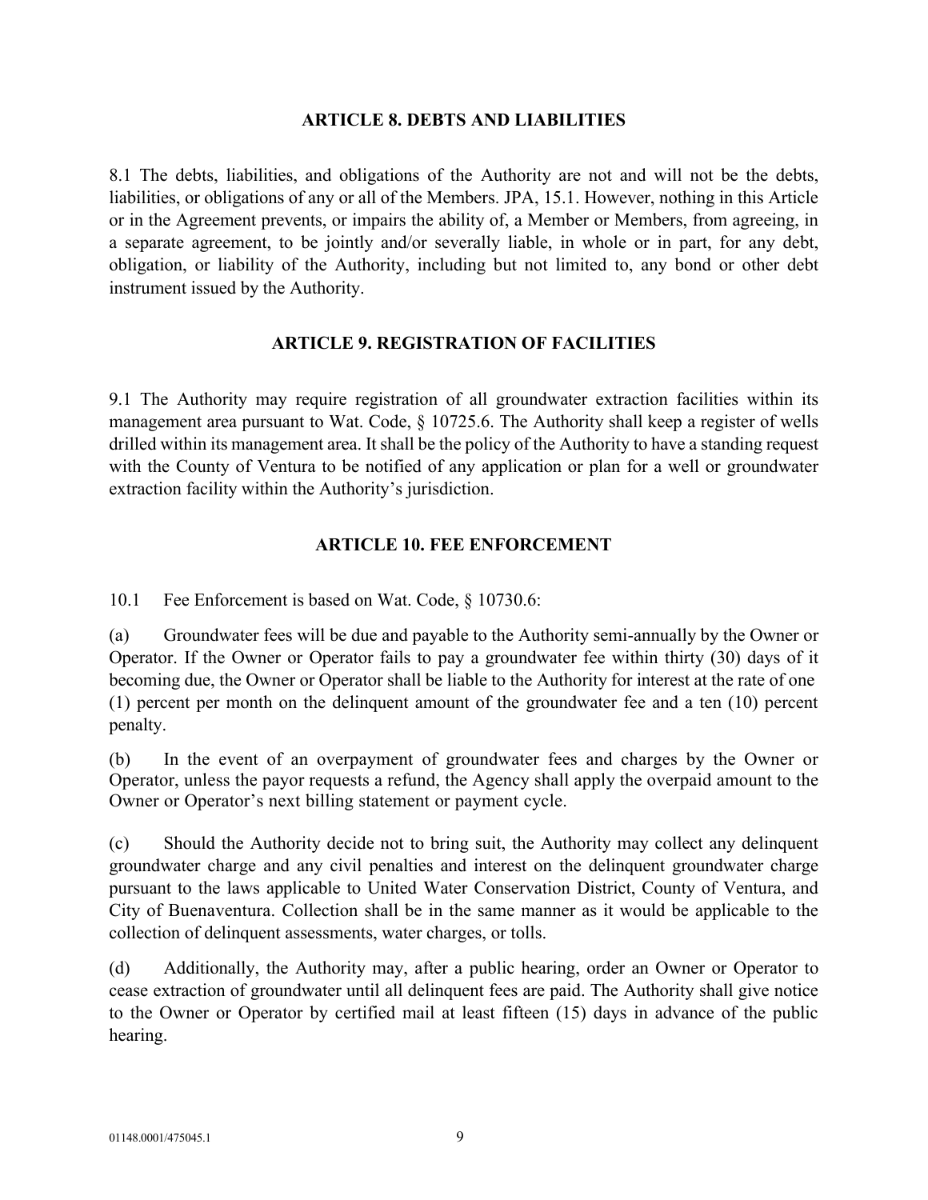## ARTICLE 8. DEBTS AND LIABILITIES

8.1 The debts, liabilities, and obligations of the Authority are not and will not be the debts, liabilities, or obligations of any or all of the Members. JPA, 15.1. However, nothing in this Article or in the Agreement prevents, or impairs the ability of, a Member or Members, from agreeing, in a separate agreement, to be jointly and/or severally liable, in whole or in part, for any debt, obligation, or liability of the Authority, including but not limited to, any bond or other debt instrument issued by the Authority.

## ARTICLE 9. REGISTRATION OF FACILITIES

9.1 The Authority may require registration of all groundwater extraction facilities within its management area pursuant to Wat. Code, § 10725.6. The Authority shall keep a register of wells drilled within its management area. It shall be the policy of the Authority to have a standing request with the County of Ventura to be notified of any application or plan for a well or groundwater extraction facility within the Authority's jurisdiction.

## ARTICLE 10. FEE ENFORCEMENT

10.1 Fee Enforcement is based on Wat. Code, § 10730.6:

(a) Groundwater fees will be due and payable to the Authority semi-annually by the Owner or Operator. If the Owner or Operator fails to pay a groundwater fee within thirty (30) days of it becoming due, the Owner or Operator shall be liable to the Authority for interest at the rate of one (1) percent per month on the delinquent amount of the groundwater fee and a ten (10) percent penalty.

(b) In the event of an overpayment of groundwater fees and charges by the Owner or Operator, unless the payor requests a refund, the Agency shall apply the overpaid amount to the Owner or Operator's next billing statement or payment cycle.

(c) Should the Authority decide not to bring suit, the Authority may collect any delinquent groundwater charge and any civil penalties and interest on the delinquent groundwater charge pursuant to the laws applicable to United Water Conservation District, County of Ventura, and City of Buenaventura. Collection shall be in the same manner as it would be applicable to the collection of delinquent assessments, water charges, or tolls.

(d) Additionally, the Authority may, after a public hearing, order an Owner or Operator to cease extraction of groundwater until all delinquent fees are paid. The Authority shall give notice to the Owner or Operator by certified mail at least fifteen (15) days in advance of the public hearing.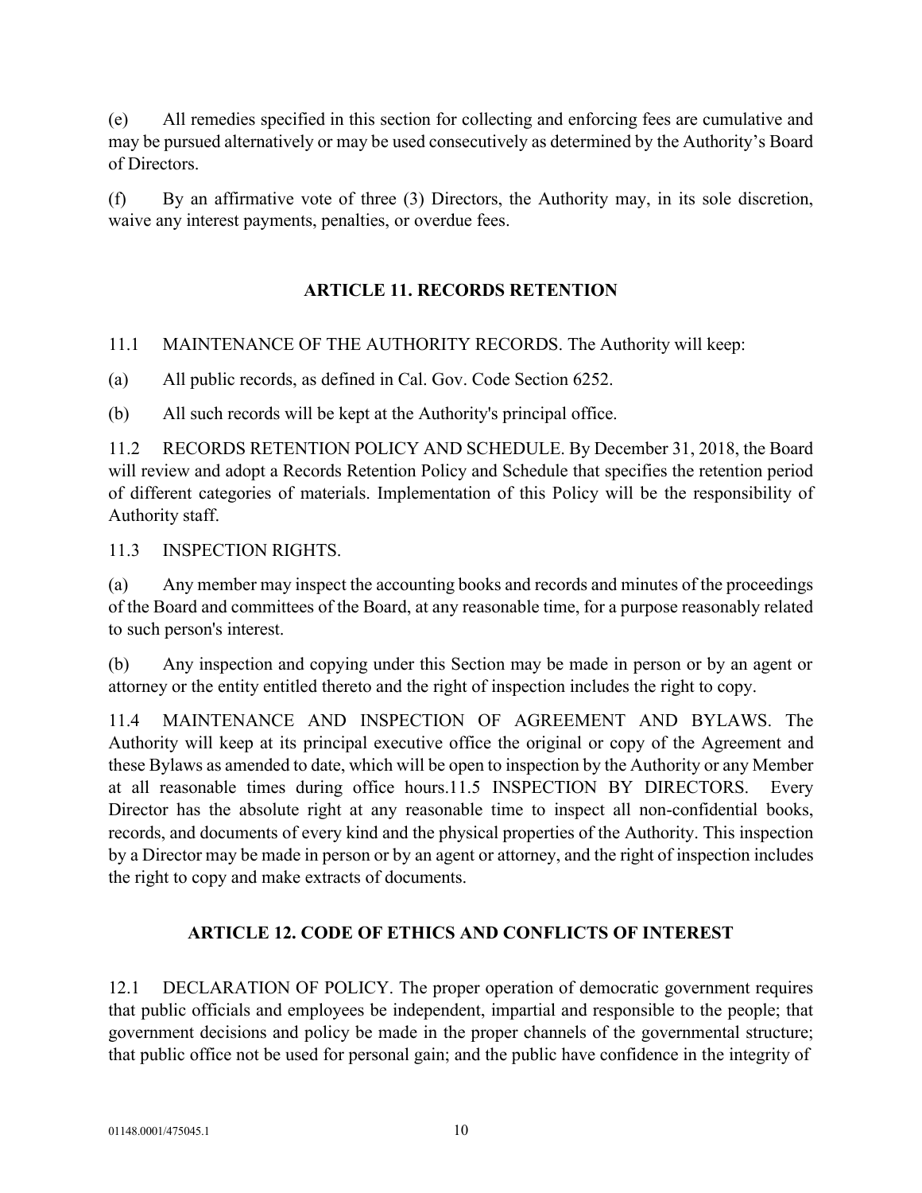(e) All remedies specified in this section for collecting and enforcing fees are cumulative and may be pursued alternatively or may be used consecutively as determined by the Authority's Board of Directors.

(f) By an affirmative vote of three (3) Directors, the Authority may, in its sole discretion, waive any interest payments, penalties, or overdue fees.

## ARTICLE 11. RECORDS RETENTION

11.1 MAINTENANCE OF THE AUTHORITY RECORDS. The Authority will keep:

(a) All public records, as defined in Cal. Gov. Code Section 6252.

(b) All such records will be kept at the Authority's principal office.

11.2 RECORDS RETENTION POLICY AND SCHEDULE. By December 31, 2018, the Board will review and adopt a Records Retention Policy and Schedule that specifies the retention period of different categories of materials. Implementation of this Policy will be the responsibility of Authority staff.

11.3 INSPECTION RIGHTS.

(a) Any member may inspect the accounting books and records and minutes of the proceedings of the Board and committees of the Board, at any reasonable time, for a purpose reasonably related to such person's interest.

(b) Any inspection and copying under this Section may be made in person or by an agent or attorney or the entity entitled thereto and the right of inspection includes the right to copy.

11.4 MAINTENANCE AND INSPECTION OF AGREEMENT AND BYLAWS. The Authority will keep at its principal executive office the original or copy of the Agreement and these Bylaws as amended to date, which will be open to inspection by the Authority or any Member at all reasonable times during office hours.11.5 INSPECTION BY DIRECTORS. Every Director has the absolute right at any reasonable time to inspect all non-confidential books, records, and documents of every kind and the physical properties of the Authority. This inspection by a Director may be made in person or by an agent or attorney, and the right of inspection includes the right to copy and make extracts of documents.

## ARTICLE 12. CODE OF ETHICS AND CONFLICTS OF INTEREST

12.1 DECLARATION OF POLICY. The proper operation of democratic government requires that public officials and employees be independent, impartial and responsible to the people; that government decisions and policy be made in the proper channels of the governmental structure; that public office not be used for personal gain; and the public have confidence in the integrity of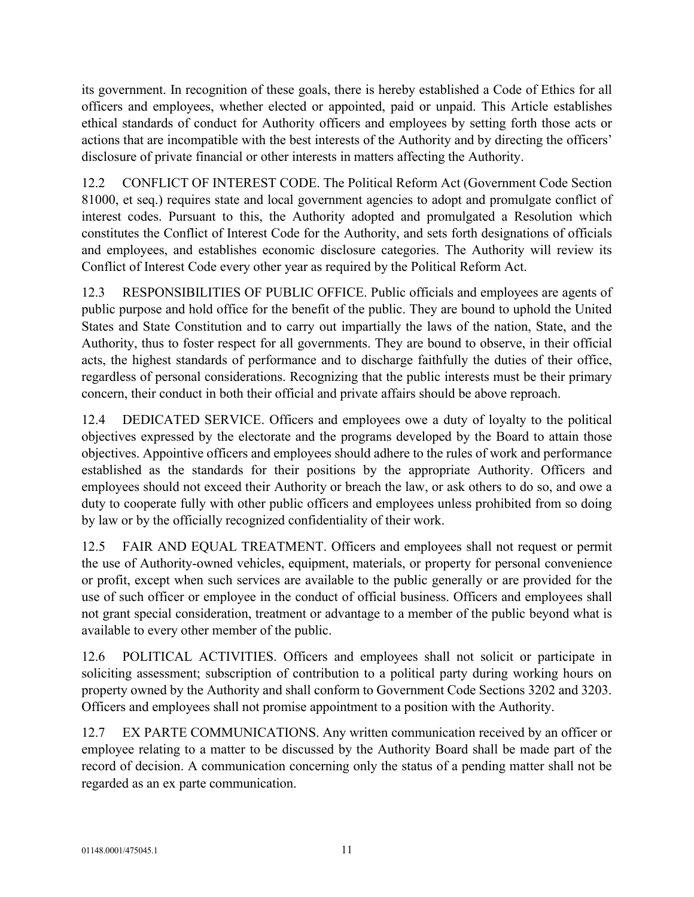its government. In recognition of these goals, there is hereby established a Code of Ethics for all officers and employees, whether elected or appointed, paid or unpaid. This Article establishes ethical standards of conduct for Authority officers and employees by setting forth those acts or actions that are incompatible with the best interests of the Authority and by directing the officers' disclosure of private financial or other interests in matters affecting the Authority.

12.2 CONFLICT OF INTEREST CODE. The Political Reform Act (Government Code Section 81000, et seq.) requires state and local government agencies to adopt and promulgate conflict of interest codes. Pursuant to this, the Authority adopted and promulgated a Resolution which constitutes the Conflict of Interest Code for the Authority, and sets forth designations of officials and employees, and establishes economic disclosure categories. The Authority will review its Conflict of Interest Code every other year as required by the Political Reform Act.

12.3 RESPONSIBILITIES OF PUBLIC OFFICE. Public officials and employees are agents of public purpose and hold office for the benefit of the public. They are bound to uphold the United States and State Constitution and to carry out impartially the laws of the nation, State, and the Authority, thus to foster respect for all governments. They are bound to observe, in their official acts, the highest standards of performance and to discharge faithfully the duties of their office, regardless of personal considerations. Recognizing that the public interests must be their primary concern, their conduct in both their official and private affairs should be above reproach.

12.4 DEDICATED SERVICE. Officers and employees owe a duty of loyalty to the political objectives expressed by the electorate and the programs developed by the Board to attain those objectives. Appointive officers and employees should adhere to the rules of work and performance established as the standards for their positions by the appropriate Authority. Officers and employees should not exceed their Authority or breach the law, or ask others to do so, and owe a duty to cooperate fully with other public officers and employees unless prohibited from so doing by law or by the officially recognized confidentiality of their work.

12.5 FAIR AND EQUAL TREATMENT. Officers and employees shall not request or permit the use of Authority-owned vehicles, equipment, materials, or property for personal convenience or profit, except when such services are available to the public generally or are provided for the use of such officer or employee in the conduct of official business. Officers and employees shall not grant special consideration, treatment or advantage to a member of the public beyond what is available to every other member of the public.

12.6 POLITICAL ACTIVITIES. Officers and employees shall not solicit or participate in soliciting assessment; subscription of contribution to a political party during working hours on property owned by the Authority and shall conform to Government Code Sections 3202 and 3203. Officers and employees shall not promise appointment to a position with the Authority.

12.7 EX PARTE COMMUNICATIONS. Any written communication received by an officer or employee relating to a matter to be discussed by the Authority Board shall be made part of the record of decision. A communication concerning only the status of a pending matter shall not be regarded as an ex parte communication.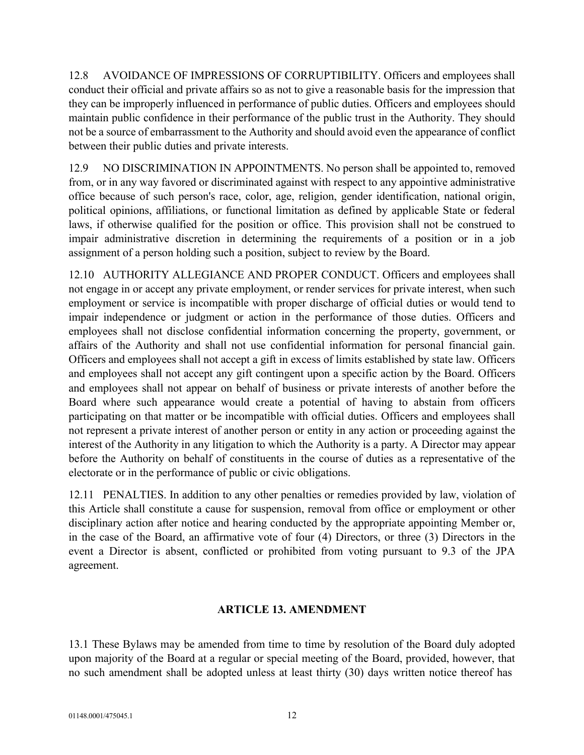12.8 AVOIDANCE OF IMPRESSIONS OF CORRUPTIBILITY. Officers and employees shall conduct their official and private affairs so as not to give a reasonable basis for the impression that they can be improperly influenced in performance of public duties. Officers and employees should maintain public confidence in their performance of the public trust in the Authority. They should not be a source of embarrassment to the Authority and should avoid even the appearance of conflict between their public duties and private interests.

12.9 NO DISCRIMINATION IN APPOINTMENTS. No person shall be appointed to, removed from, or in any way favored or discriminated against with respect to any appointive administrative office because of such person's race, color, age, religion, gender identification, national origin, political opinions, affiliations, or functional limitation as defined by applicable State or federal laws, if otherwise qualified for the position or office. This provision shall not be construed to impair administrative discretion in determining the requirements of a position or in a job assignment of a person holding such a position, subject to review by the Board.

12.10 AUTHORITY ALLEGIANCE AND PROPER CONDUCT. Officers and employees shall not engage in or accept any private employment, or render services for private interest, when such employment or service is incompatible with proper discharge of official duties or would tend to impair independence or judgment or action in the performance of those duties. Officers and employees shall not disclose confidential information concerning the property, government, or affairs of the Authority and shall not use confidential information for personal financial gain. Officers and employees shall not accept a gift in excess of limits established by state law. Officers and employees shall not accept any gift contingent upon a specific action by the Board. Officers and employees shall not appear on behalf of business or private interests of another before the Board where such appearance would create a potential of having to abstain from officers participating on that matter or be incompatible with official duties. Officers and employees shall not represent a private interest of another person or entity in any action or proceeding against the interest of the Authority in any litigation to which the Authority is a party. A Director may appear before the Authority on behalf of constituents in the course of duties as a representative of the electorate or in the performance of public or civic obligations.

12.11 PENALTIES. In addition to any other penalties or remedies provided by law, violation of this Article shall constitute a cause for suspension, removal from office or employment or other disciplinary action after notice and hearing conducted by the appropriate appointing Member or, in the case of the Board, an affirmative vote of four (4) Directors, or three (3) Directors in the event a Director is absent, conflicted or prohibited from voting pursuant to 9.3 of the JPA agreement.

## ARTICLE 13. AMENDMENT

13.1 These Bylaws may be amended from time to time by resolution of the Board duly adopted upon majority of the Board at a regular or special meeting of the Board, provided, however, that no such amendment shall be adopted unless at least thirty (30) days written notice thereof has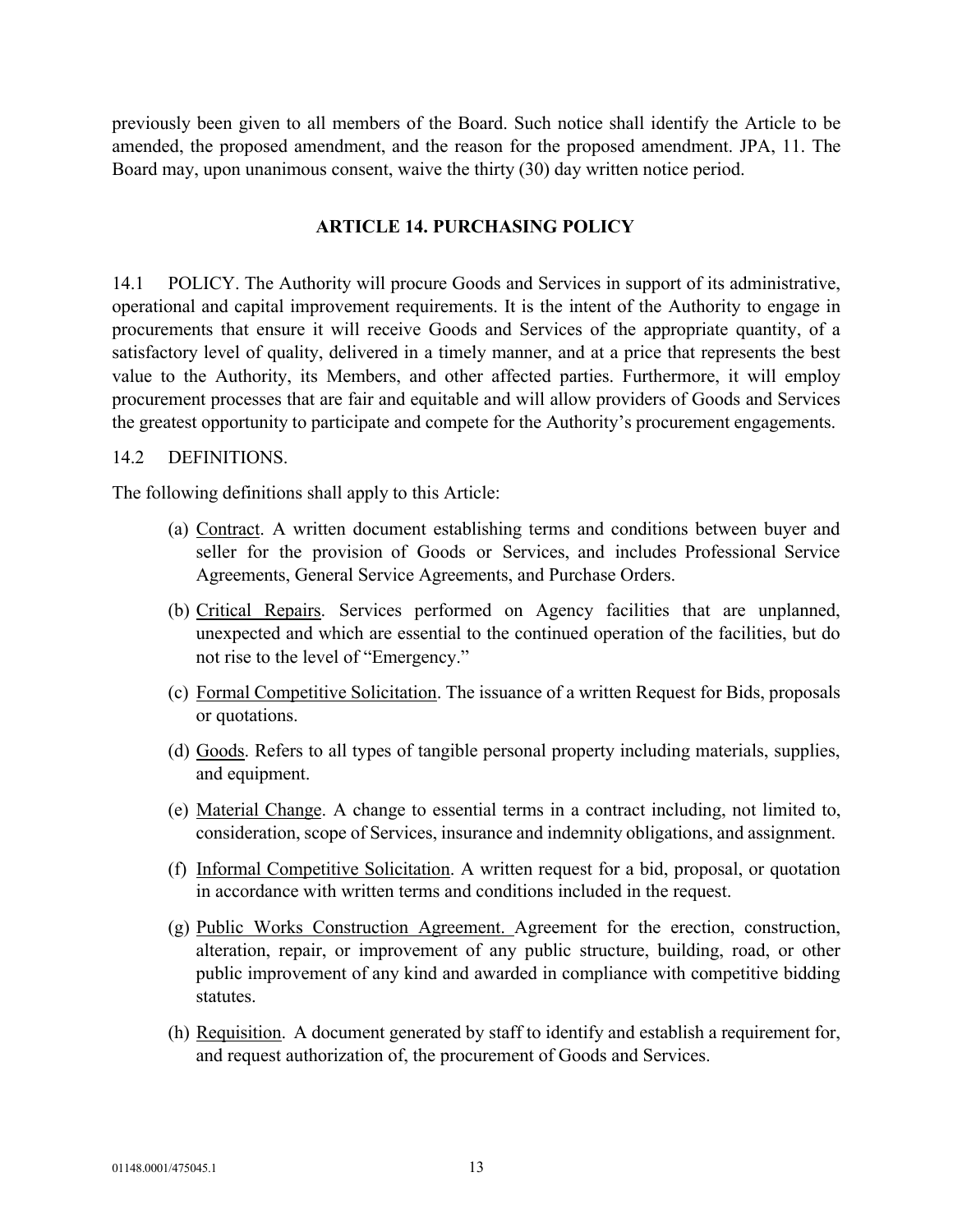previously been given to all members of the Board. Such notice shall identify the Article to be amended, the proposed amendment, and the reason for the proposed amendment. JPA, 11. The Board may, upon unanimous consent, waive the thirty (30) day written notice period.

## ARTICLE 14. PURCHASING POLICY

14.1 POLICY. The Authority will procure Goods and Services in support of its administrative, operational and capital improvement requirements. It is the intent of the Authority to engage in procurements that ensure it will receive Goods and Services of the appropriate quantity, of a satisfactory level of quality, delivered in a timely manner, and at a price that represents the best value to the Authority, its Members, and other affected parties. Furthermore, it will employ procurement processes that are fair and equitable and will allow providers of Goods and Services the greatest opportunity to participate and compete for the Authority's procurement engagements.

14.2 DEFINITIONS.

The following definitions shall apply to this Article:

(a) Contract. A written document establishing terms and conditions between buyer and seller for the provision of Goods or Services, and includes Professional Service Agreements, General Service Agreements, and Purchase Orders.

(b) Critical Repairs. Services performed on Agency facilities that are unplanned, unexpected and which are essential to the continued operation of the facilities, but do not rise to the level of "Emergency."

(c) Formal Competitive Solicitation. The issuance of a written Request for Bids, proposals or quotations.

(d) Goods. Refers to all types of tangible personal property including materials, supplies, and equipment.

(e) Material Change. A change to essential terms in a contract including, not limited to, consideration, scope of Services, insurance and indemnity obligations, and assignment.

(f) Informal Competitive Solicitation. A written request for a bid, proposal, or quotation in accordance with written terms and conditions included in the request.

(g) Public Works Construction Agreement. Agreement for the erection, construction, alteration, repair, or improvement of any public structure, building, road, or other public improvement of any kind and awarded in compliance with competitive bidding statutes.

(h) Requisition. A document generated by staff to identify and establish a requirement for, and request authorization of, the procurement of Goods and Services.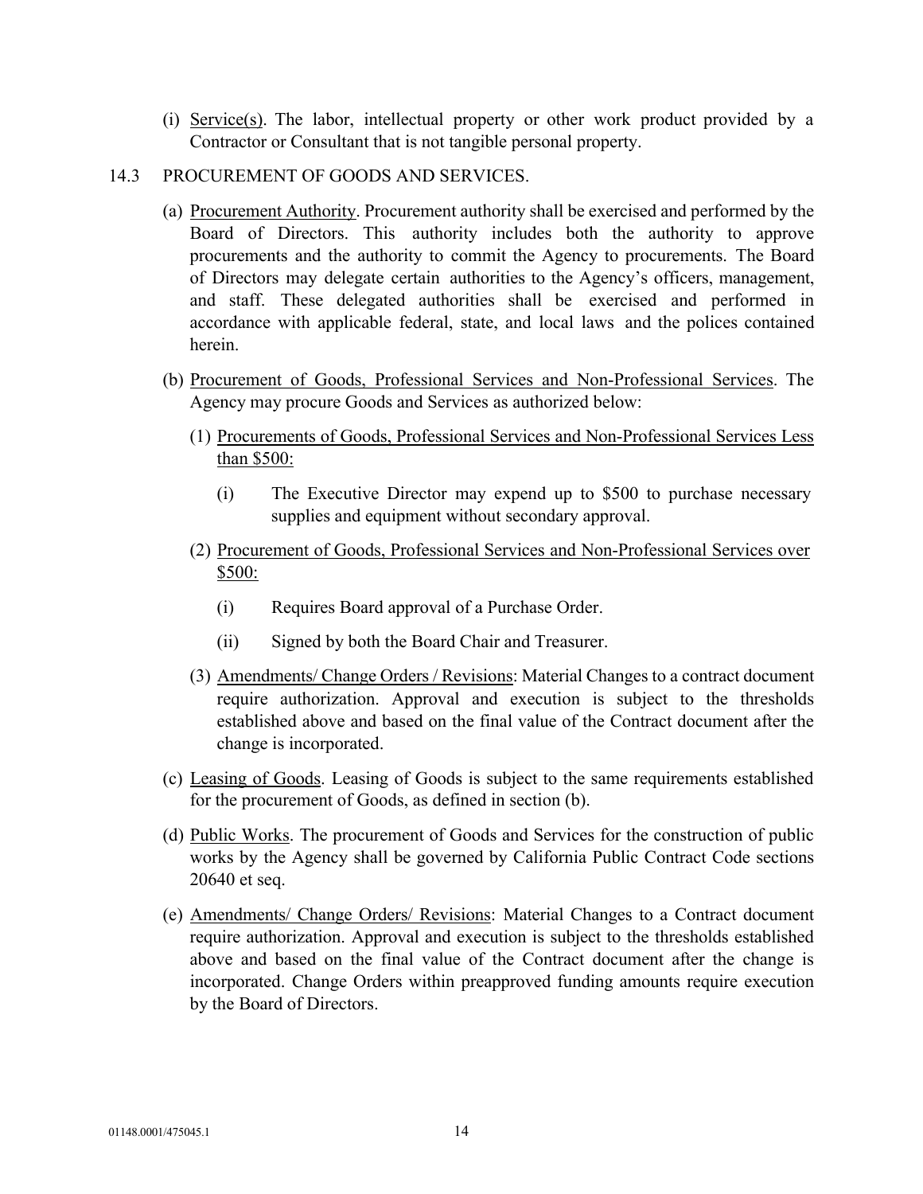(i) Service(s). The labor, intellectual property or other work product provided by a Contractor or Consultant that is not tangible personal property.

14.3 PROCUREMENT OF GOODS AND SERVICES.

(a) Procurement Authority. Procurement authority shall be exercised and performed by the Board of Directors. This authority includes both the authority to approve procurements and the authority to commit the Agency to procurements. The Board of Directors may delegate certain authorities to the Agency's officers, management, and staff. These delegated authorities shall be exercised and performed in accordance with applicable federal, state, and local laws and the polices contained herein.

(b) Procurement of Goods, Professional Services and Non-Professional Services. The Agency may procure Goods and Services as authorized below:

(1) Procurements of Goods, Professional Services and Non-Professional Services Less than $500:

(i) The Executive Director may expend up to $500 to purchase necessary supplies and equipment without secondary approval.

(2) Procurement of Goods, Professional Services and Non-Professional Services over $500:

(i) Requires Board approval of a Purchase Order.

(ii) Signed by both the Board Chair and Treasurer.

(3) Amendments/ Change Orders / Revisions: Material Changes to a contract document require authorization. Approval and execution is subject to the thresholds established above and based on the final value of the Contract document after the change is incorporated.

(c) Leasing of Goods. Leasing of Goods is subject to the same requirements established for the procurement of Goods, as defined in section (b).

(d) Public Works. The procurement of Goods and Services for the construction of public works by the Agency shall be governed by California Public Contract Code sections 20640 et seq.

(e) Amendments/ Change Orders/ Revisions: Material Changes to a Contract document require authorization. Approval and execution is subject to the thresholds established above and based on the final value of the Contract document after the change is incorporated. Change Orders within preapproved funding amounts require execution by the Board of Directors.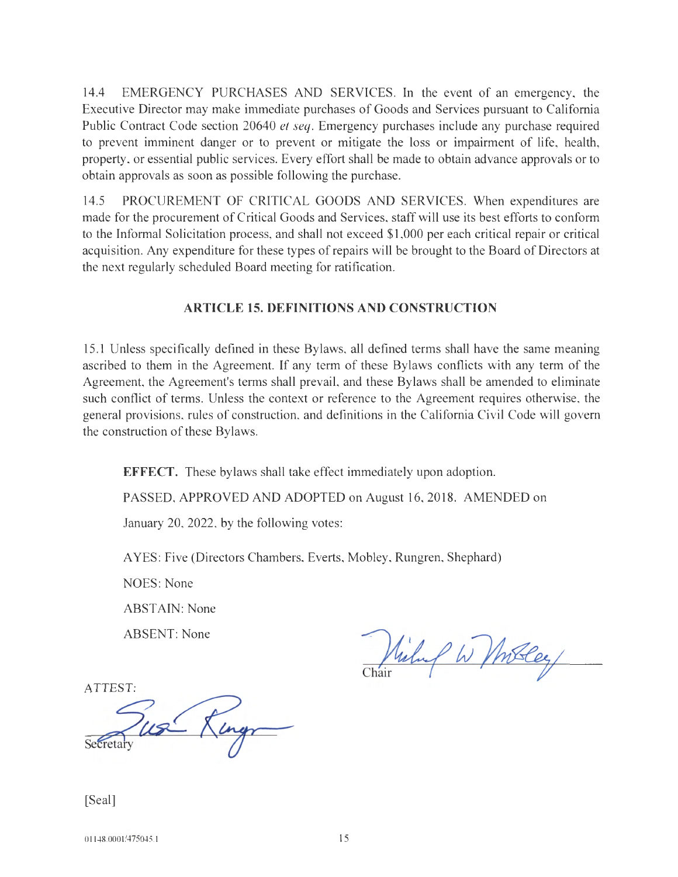14.4 EMERGENCY PURCHASES AND SERVICES. In the event of an emergency, the Executive Director may make immediate purchases of Goods and Services pursuant to California Public Contract Code section 20640 *et seq*. Emergency purchases include any purchase required to prevent imminent danger or to prevent or mitigate the loss or impairment of life, health, property, or essential public services. Every effort shall be made to obtain advance approvals or to obtain approvals as soon as possible following the purchase.

14.5 PROCUREMENT OF CRITICAL GOODS AND SERVICES. When expenditures are made for the procurement of Critical Goods and Services, staff will use its best efforts to conform to the Informal Solicitation process, and shall not exceed $1,000 per each critical repair or critical acquisition. Any expenditure for these types of repairs will be brought to the Board of Directors at the next regularly scheduled Board meeting for ratification.

## ARTICLE 15. DEFINITIONS AND CONSTRUCTION

15.1 Unless specifically defined in these Bylaws, all defined terms shall have the same meaning ascribed to them in the Agreement. If any term of these Bylaws conflicts with any term of the Agreement, the Agreement's terms shall prevail, and these Bylaws shall be amended to eliminate such conflict of terms. Unless the context or reference to the Agreement requires otherwise, the general provisions, rules of construction, and definitions in the California Civil Code will govern the construction of these Bylaws.

**EFFECT.** These bylaws shall take effect immediately upon adoption.

PASSED, APPROVED AND ADOPTED on August 16, 2018. AMENDED on January 20, 2022, by the following votes:

AYES: Five (Directors Chambers, Everts, Mobley, Rungren, Shephard)

NOES: None

ABSTAIN: None

ABSENT: None

Chair

ATTEST:

Secretary

[Seal]